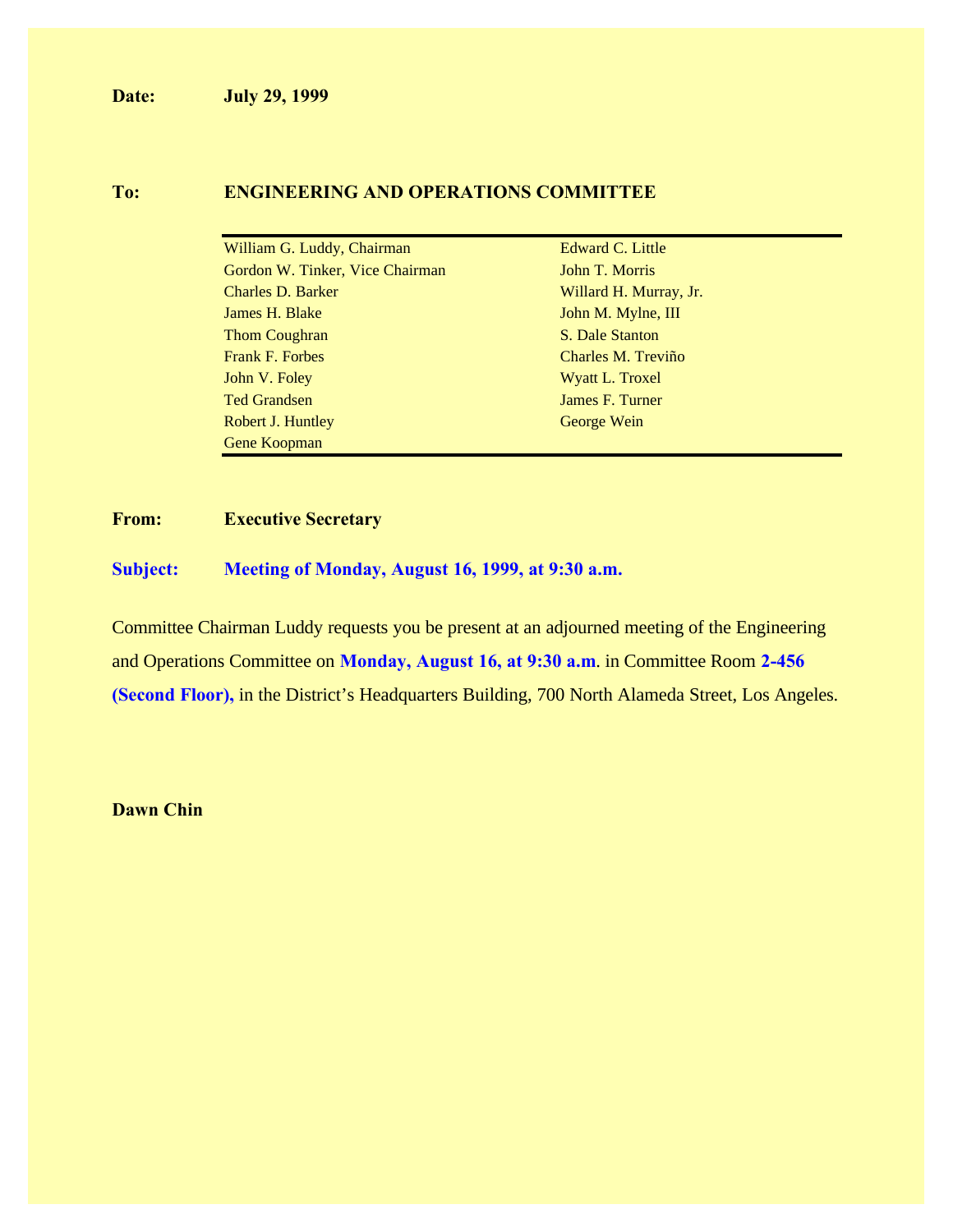**Date:** **July 29, 1999**

**To:** **ENGINEERING AND OPERATIONS COMMITTEE**

| | |
|---|---|
| William G. Luddy, Chairman | Edward C. Little |
| Gordon W. Tinker, Vice Chairman | John T. Morris |
| Charles D. Barker | Willard H. Murray, Jr. |
| James H. Blake | John M. Mylne, III |
| Thom Coughran | S. Dale Stanton |
| Frank F. Forbes | Charles M. Treviño |
| John V. Foley | Wyatt L. Troxel |
| Ted Grandsen | James F. Turner |
| Robert J. Huntley | George Wein |
| Gene Koopman | |

**From:** **Executive Secretary**

**Subject:** **Meeting of Monday, August 16, 1999, at 9:30 a.m.**

Committee Chairman Luddy requests you be present at an adjourned meeting of the Engineering and Operations Committee on **Monday, August 16, at 9:30 a.m**. in Committee Room **2-456 (Second Floor),** in the District's Headquarters Building, 700 North Alameda Street, Los Angeles.

**Dawn Chin**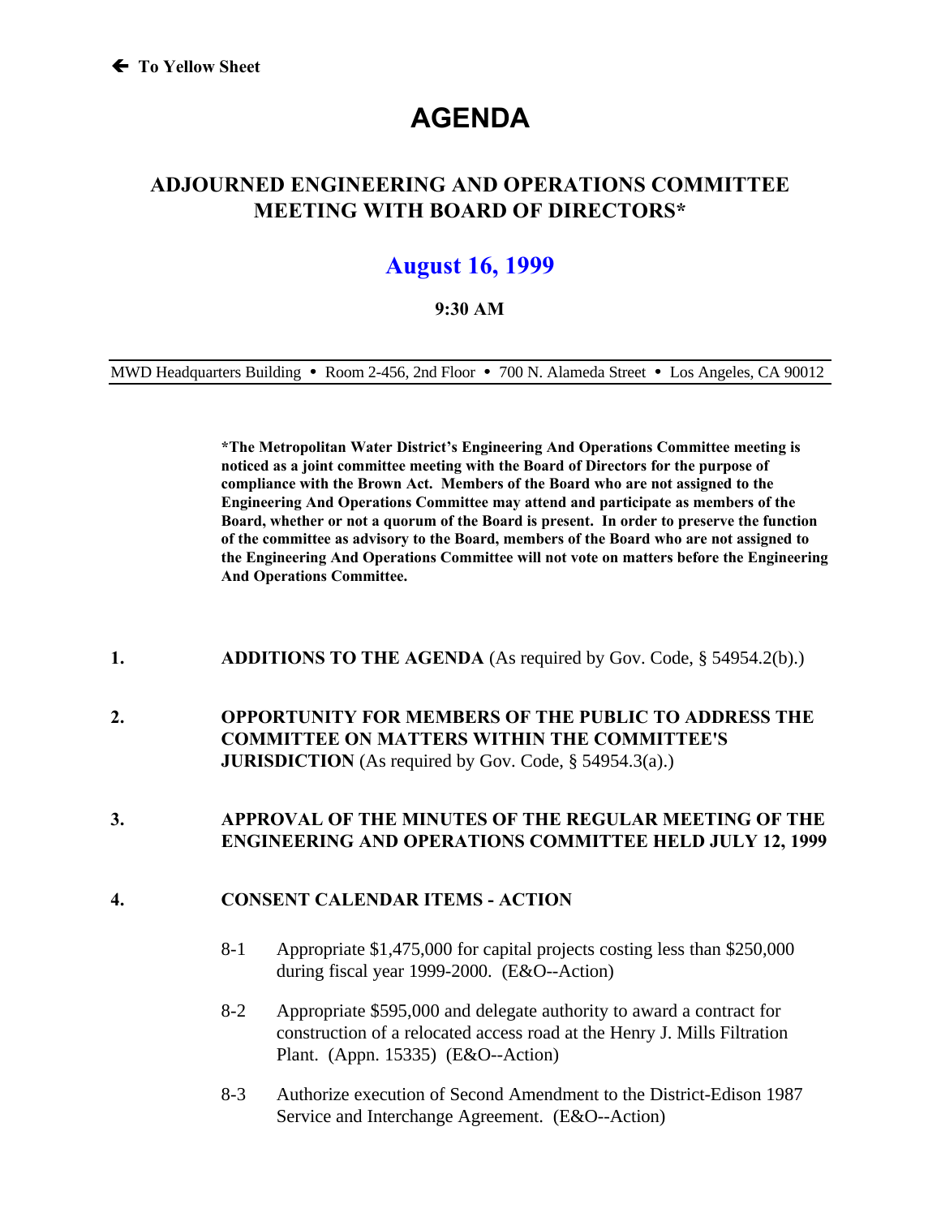← To Yellow Sheet

# AGENDA

## ADJOURNED ENGINEERING AND OPERATIONS COMMITTEE MEETING WITH BOARD OF DIRECTORS*

## August 16, 1999

**9:30 AM**

MWD Headquarters Building • Room 2-456, 2nd Floor • 700 N. Alameda Street • Los Angeles, CA 90012

**\*The Metropolitan Water District's Engineering And Operations Committee meeting is noticed as a joint committee meeting with the Board of Directors for the purpose of compliance with the Brown Act. Members of the Board who are not assigned to the Engineering And Operations Committee may attend and participate as members of the Board, whether or not a quorum of the Board is present. In order to preserve the function of the committee as advisory to the Board, members of the Board who are not assigned to the Engineering And Operations Committee will not vote on matters before the Engineering And Operations Committee.**

1. **ADDITIONS TO THE AGENDA** (As required by Gov. Code, § 54954.2(b).)

2. **OPPORTUNITY FOR MEMBERS OF THE PUBLIC TO ADDRESS THE COMMITTEE ON MATTERS WITHIN THE COMMITTEE'S JURISDICTION** (As required by Gov. Code, § 54954.3(a).)

3. **APPROVAL OF THE MINUTES OF THE REGULAR MEETING OF THE ENGINEERING AND OPERATIONS COMMITTEE HELD JULY 12, 1999**

4. **CONSENT CALENDAR ITEMS - ACTION**

   8-1 Appropriate $1,475,000 for capital projects costing less than $250,000 during fiscal year 1999-2000. (E&O--Action)

   8-2 Appropriate $595,000 and delegate authority to award a contract for construction of a relocated access road at the Henry J. Mills Filtration Plant. (Appn. 15335) (E&O--Action)

   8-3 Authorize execution of Second Amendment to the District-Edison 1987 Service and Interchange Agreement. (E&O--Action)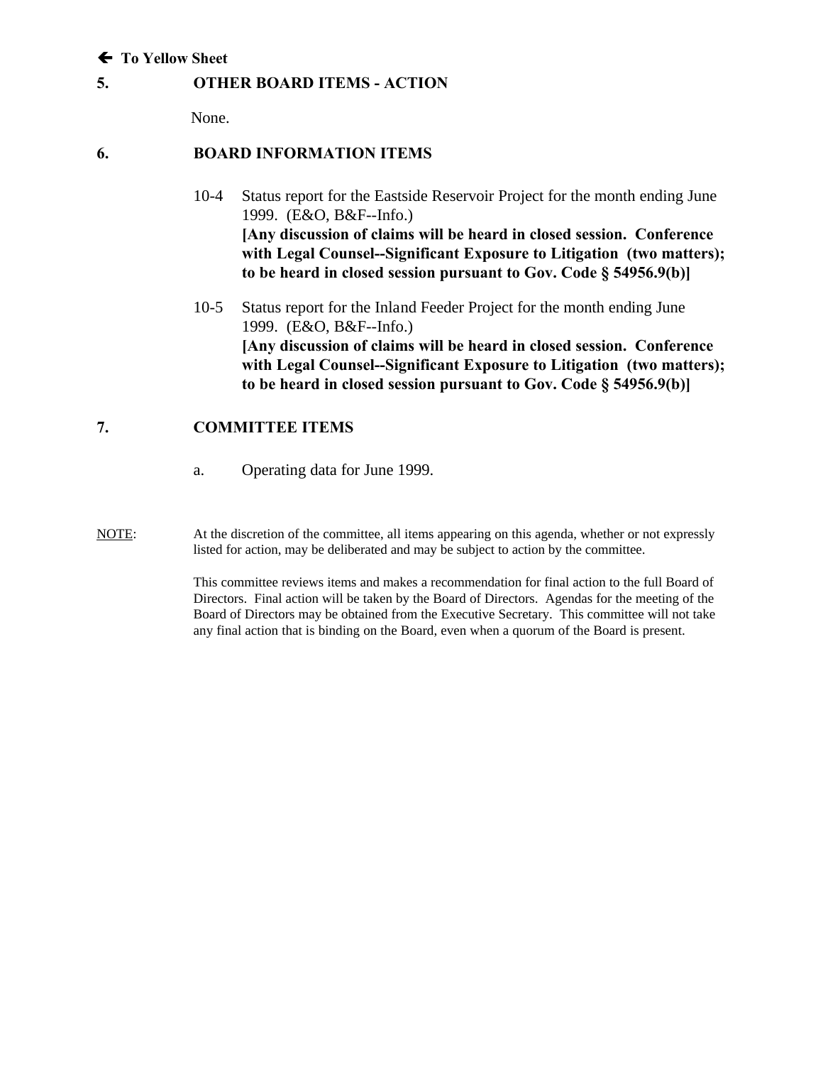← **To Yellow Sheet**

## 5. OTHER BOARD ITEMS - ACTION

None.

## 6. BOARD INFORMATION ITEMS

10-4 Status report for the Eastside Reservoir Project for the month ending June 1999. (E&O, B&F--Info.)
**[Any discussion of claims will be heard in closed session. Conference with Legal Counsel--Significant Exposure to Litigation (two matters); to be heard in closed session pursuant to Gov. Code § 54956.9(b)]**

10-5 Status report for the Inland Feeder Project for the month ending June 1999. (E&O, B&F--Info.)
**[Any discussion of claims will be heard in closed session. Conference with Legal Counsel--Significant Exposure to Litigation (two matters); to be heard in closed session pursuant to Gov. Code § 54956.9(b)]**

## 7. COMMITTEE ITEMS

a. Operating data for June 1999.

NOTE: At the discretion of the committee, all items appearing on this agenda, whether or not expressly listed for action, may be deliberated and may be subject to action by the committee.

This committee reviews items and makes a recommendation for final action to the full Board of Directors. Final action will be taken by the Board of Directors. Agendas for the meeting of the Board of Directors may be obtained from the Executive Secretary. This committee will not take any final action that is binding on the Board, even when a quorum of the Board is present.